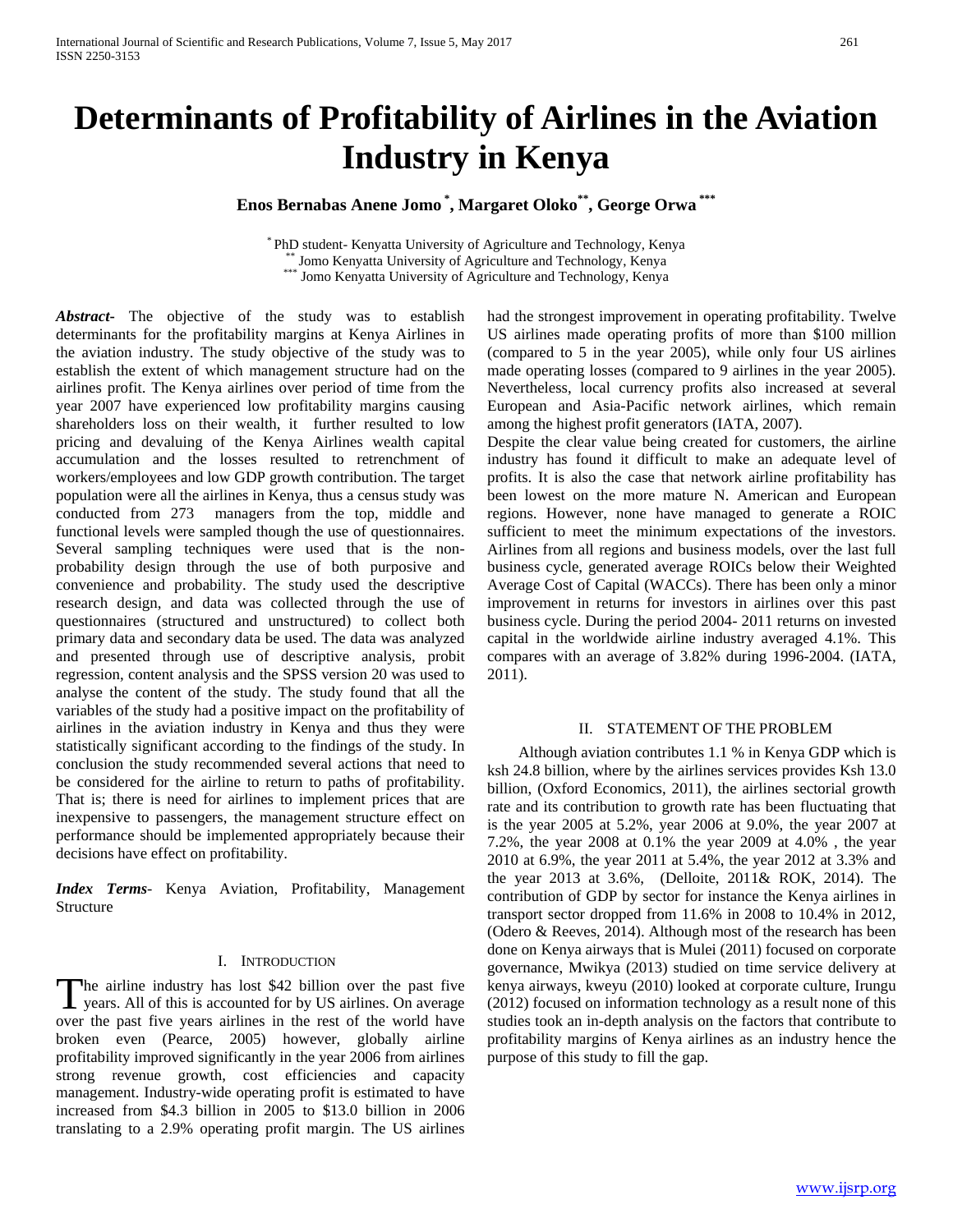# Determinants of Profitability of Airlines in the Aviation Industry in Kenya

**Enos Bernabas Anene Jomo [*], Margaret Oloko [**], George Orwa [***]**

[*] PhD student- Kenyatta University of Agriculture and Technology, Kenya
[**] Jomo Kenyatta University of Agriculture and Technology, Kenya
[***] Jomo Kenyatta University of Agriculture and Technology, Kenya

***Abstract-*** The objective of the study was to establish determinants for the profitability margins at Kenya Airlines in the aviation industry. The study objective of the study was to establish the extent of which management structure had on the airlines profit. The Kenya airlines over period of time from the year 2007 have experienced low profitability margins causing shareholders loss on their wealth, it further resulted to low pricing and devaluing of the Kenya Airlines wealth capital accumulation and the losses resulted to retrenchment of workers/employees and low GDP growth contribution. The target population were all the airlines in Kenya, thus a census study was conducted from 273 managers from the top, middle and functional levels were sampled though the use of questionnaires. Several sampling techniques were used that is the non-probability design through the use of both purposive and convenience and probability. The study used the descriptive research design, and data was collected through the use of questionnaires (structured and unstructured) to collect both primary data and secondary data be used. The data was analyzed and presented through use of descriptive analysis, probit regression, content analysis and the SPSS version 20 was used to analyse the content of the study. The study found that all the variables of the study had a positive impact on the profitability of airlines in the aviation industry in Kenya and thus they were statistically significant according to the findings of the study. In conclusion the study recommended several actions that need to be considered for the airline to return to paths of profitability. That is; there is need for airlines to implement prices that are inexpensive to passengers, the management structure effect on performance should be implemented appropriately because their decisions have effect on profitability.

***Index Terms*-** Kenya Aviation, Profitability, Management Structure

## I. Introduction

The airline industry has lost $42 billion over the past five years. All of this is accounted for by US airlines. On average over the past five years airlines in the rest of the world have broken even (Pearce, 2005) however, globally airline profitability improved significantly in the year 2006 from airlines strong revenue growth, cost efficiencies and capacity management. Industry-wide operating profit is estimated to have increased from $4.3 billion in 2005 to $13.0 billion in 2006 translating to a 2.9% operating profit margin. The US airlines had the strongest improvement in operating profitability. Twelve US airlines made operating profits of more than $100 million (compared to 5 in the year 2005), while only four US airlines made operating losses (compared to 9 airlines in the year 2005). Nevertheless, local currency profits also increased at several European and Asia-Pacific network airlines, which remain among the highest profit generators (IATA, 2007).

Despite the clear value being created for customers, the airline industry has found it difficult to make an adequate level of profits. It is also the case that network airline profitability has been lowest on the more mature N. American and European regions. However, none have managed to generate a ROIC sufficient to meet the minimum expectations of the investors. Airlines from all regions and business models, over the last full business cycle, generated average ROICs below their Weighted Average Cost of Capital (WACCs). There has been only a minor improvement in returns for investors in airlines over this past business cycle. During the period 2004- 2011 returns on invested capital in the worldwide airline industry averaged 4.1%. This compares with an average of 3.82% during 1996-2004. (IATA, 2011).

## II. Statement of the Problem

Although aviation contributes 1.1 % in Kenya GDP which is ksh 24.8 billion, where by the airlines services provides Ksh 13.0 billion, (Oxford Economics, 2011), the airlines sectorial growth rate and its contribution to growth rate has been fluctuating that is the year 2005 at 5.2%, year 2006 at 9.0%, the year 2007 at 7.2%, the year 2008 at 0.1% the year 2009 at 4.0% , the year 2010 at 6.9%, the year 2011 at 5.4%, the year 2012 at 3.3% and the year 2013 at 3.6%, (Delloite, 2011& ROK, 2014). The contribution of GDP by sector for instance the Kenya airlines in transport sector dropped from 11.6% in 2008 to 10.4% in 2012, (Odero & Reeves, 2014). Although most of the research has been done on Kenya airways that is Mulei (2011) focused on corporate governance, Mwikya (2013) studied on time service delivery at kenya airways, kweyu (2010) looked at corporate culture, Irungu (2012) focused on information technology as a result none of this studies took an in-depth analysis on the factors that contribute to profitability margins of Kenya airlines as an industry hence the purpose of this study to fill the gap.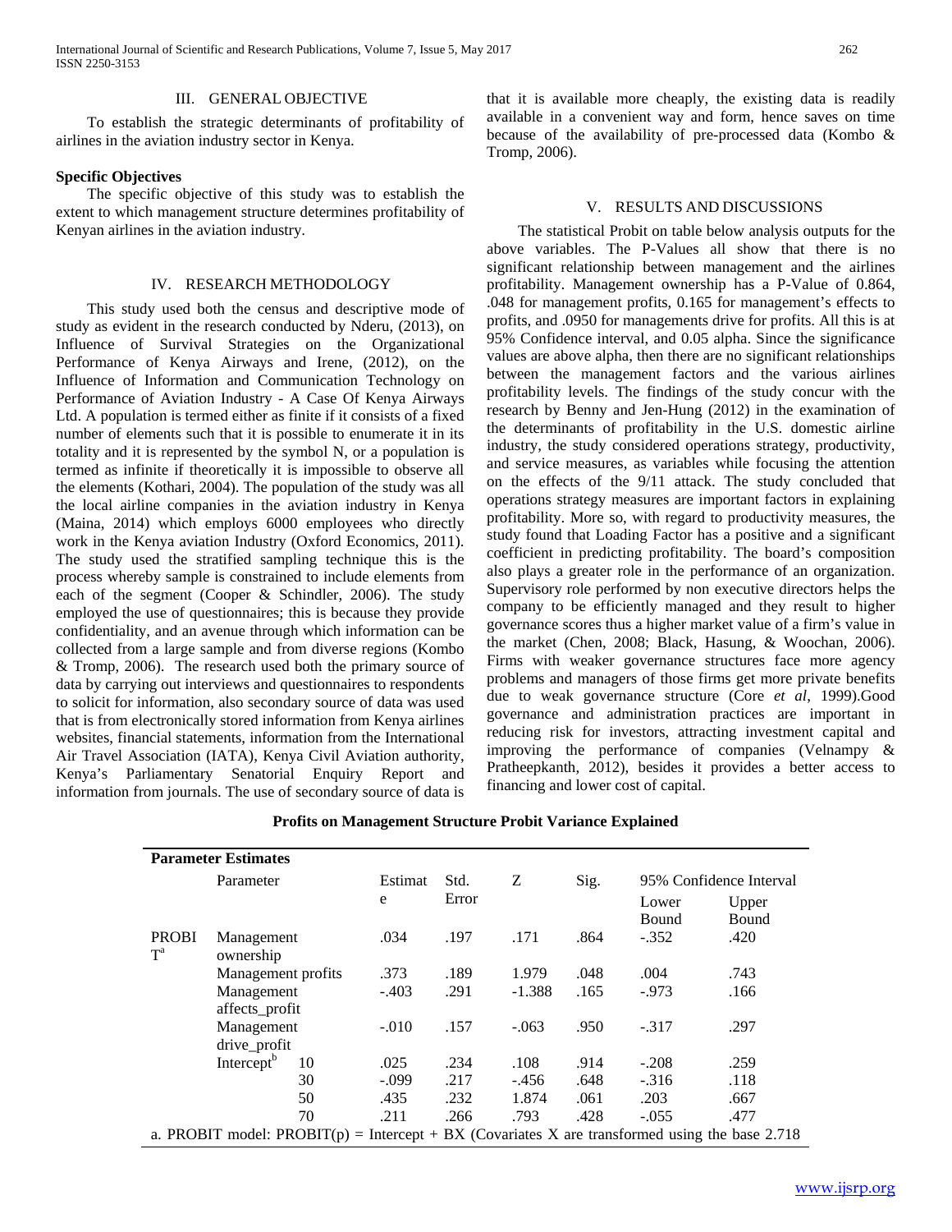## III. GENERAL OBJECTIVE

To establish the strategic determinants of profitability of airlines in the aviation industry sector in Kenya.

**Specific Objectives**

The specific objective of this study was to establish the extent to which management structure determines profitability of Kenyan airlines in the aviation industry.

## IV. RESEARCH METHODOLOGY

This study used both the census and descriptive mode of study as evident in the research conducted by Nderu, (2013), on Influence of Survival Strategies on the Organizational Performance of Kenya Airways and Irene, (2012), on the Influence of Information and Communication Technology on Performance of Aviation Industry - A Case Of Kenya Airways Ltd. A population is termed either as finite if it consists of a fixed number of elements such that it is possible to enumerate it in its totality and it is represented by the symbol N, or a population is termed as infinite if theoretically it is impossible to observe all the elements (Kothari, 2004). The population of the study was all the local airline companies in the aviation industry in Kenya (Maina, 2014) which employs 6000 employees who directly work in the Kenya aviation Industry (Oxford Economics, 2011). The study used the stratified sampling technique this is the process whereby sample is constrained to include elements from each of the segment (Cooper & Schindler, 2006). The study employed the use of questionnaires; this is because they provide confidentiality, and an avenue through which information can be collected from a large sample and from diverse regions (Kombo & Tromp, 2006). The research used both the primary source of data by carrying out interviews and questionnaires to respondents to solicit for information, also secondary source of data was used that is from electronically stored information from Kenya airlines websites, financial statements, information from the International Air Travel Association (IATA), Kenya Civil Aviation authority, Kenya's Parliamentary Senatorial Enquiry Report and information from journals. The use of secondary source of data is that it is available more cheaply, the existing data is readily available in a convenient way and form, hence saves on time because of the availability of pre-processed data (Kombo & Tromp, 2006).

## V. RESULTS AND DISCUSSIONS

The statistical Probit on table below analysis outputs for the above variables. The P-Values all show that there is no significant relationship between management and the airlines profitability. Management ownership has a P-Value of 0.864, .048 for management profits, 0.165 for management's effects to profits, and .0950 for managements drive for profits. All this is at 95% Confidence interval, and 0.05 alpha. Since the significance values are above alpha, then there are no significant relationships between the management factors and the various airlines profitability levels. The findings of the study concur with the research by Benny and Jen-Hung (2012) in the examination of the determinants of profitability in the U.S. domestic airline industry, the study considered operations strategy, productivity, and service measures, as variables while focusing the attention on the effects of the 9/11 attack. The study concluded that operations strategy measures are important factors in explaining profitability. More so, with regard to productivity measures, the study found that Loading Factor has a positive and a significant coefficient in predicting profitability. The board's composition also plays a greater role in the performance of an organization. Supervisory role performed by non executive directors helps the company to be efficiently managed and they result to higher governance scores thus a higher market value of a firm's value in the market (Chen, 2008; Black, Hasung, & Woochan, 2006). Firms with weaker governance structures face more agency problems and managers of those firms get more private benefits due to weak governance structure (Core *et al*, 1999).Good governance and administration practices are important in reducing risk for investors, attracting investment capital and improving the performance of companies (Velnampy & Pratheepkanth, 2012), besides it provides a better access to financing and lower cost of capital.

**Profits on Management Structure Probit Variance Explained**

| Parameter Estimates | | | | | | | | |
|---|---|---|---|---|---|---|---|---|
| | Parameter | | Estimate | Std. Error | Z | Sig. | 95% Confidence Interval | |
| | | | | | | | Lower Bound | Upper Bound |
| PROBIT[a] | Management ownership | | .034 | .197 | .171 | .864 | -.352 | .420 |
| | Management profits | | .373 | .189 | 1.979 | .048 | .004 | .743 |
| | Management affects_profit | | -.403 | .291 | -1.388 | .165 | -.973 | .166 |
| | Management drive_profit | | -.010 | .157 | -.063 | .950 | -.317 | .297 |
| | Intercept[b] | 10 | .025 | .234 | .108 | .914 | -.208 | .259 |
| | | 30 | -.099 | .217 | -.456 | .648 | -.316 | .118 |
| | | 50 | .435 | .232 | 1.874 | .061 | .203 | .667 |
| | | 70 | .211 | .266 | .793 | .428 | -.055 | .477 |

a. PROBIT model: PROBIT(p) = Intercept + BX (Covariates X are transformed using the base 2.718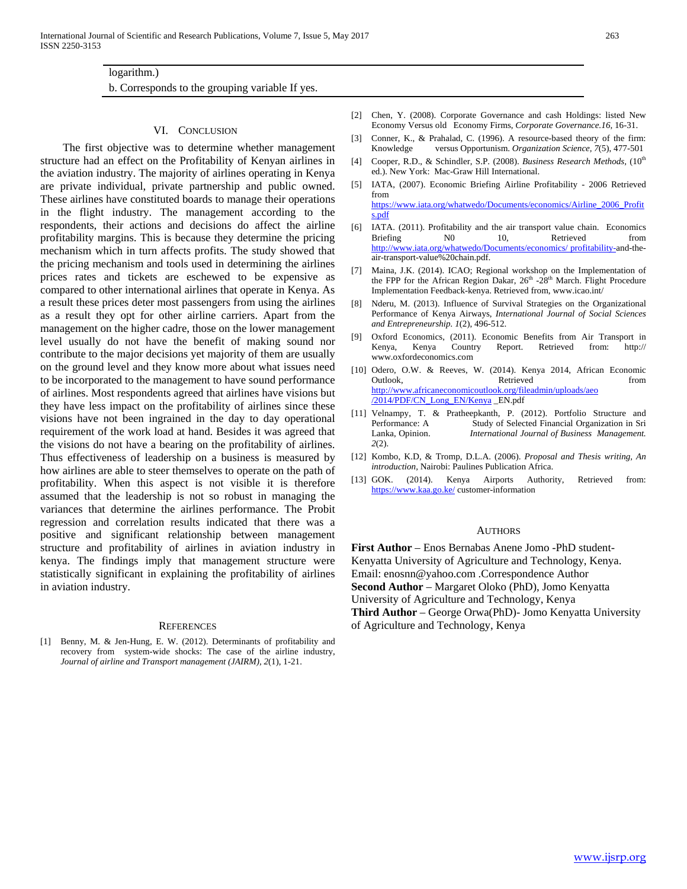logarithm.)

b. Corresponds to the grouping variable If yes.

## VI. Conclusion

The first objective was to determine whether management structure had an effect on the Profitability of Kenyan airlines in the aviation industry. The majority of airlines operating in Kenya are private individual, private partnership and public owned. These airlines have constituted boards to manage their operations in the flight industry. The management according to the respondents, their actions and decisions do affect the airline profitability margins. This is because they determine the pricing mechanism which in turn affects profits. The study showed that the pricing mechanism and tools used in determining the airlines prices rates and tickets are eschewed to be expensive as compared to other international airlines that operate in Kenya. As a result these prices deter most passengers from using the airlines as a result they opt for other airline carriers. Apart from the management on the higher cadre, those on the lower management level usually do not have the benefit of making sound nor contribute to the major decisions yet majority of them are usually on the ground level and they know more about what issues need to be incorporated to the management to have sound performance of airlines. Most respondents agreed that airlines have visions but they have less impact on the profitability of airlines since these visions have not been ingrained in the day to day operational requirement of the work load at hand. Besides it was agreed that the visions do not have a bearing on the profitability of airlines. Thus effectiveness of leadership on a business is measured by how airlines are able to steer themselves to operate on the path of profitability. When this aspect is not visible it is therefore assumed that the leadership is not so robust in managing the variances that determine the airlines performance. The Probit regression and correlation results indicated that there was a positive and significant relationship between management structure and profitability of airlines in aviation industry in kenya. The findings imply that management structure were statistically significant in explaining the profitability of airlines in aviation industry.

## References

[1] Benny, M. & Jen-Hung, E. W. (2012). Determinants of profitability and recovery from system-wide shocks: The case of the airline industry, *Journal of airline and Transport management (JAIRM), 2*(1), 1-21.

[2] Chen, Y. (2008). Corporate Governance and cash Holdings: listed New Economy Versus old Economy Firms, *Corporate Governance.16*, 16-31.

[3] Conner, K., & Prahalad, C. (1996). A resource-based theory of the firm: Knowledge versus Opportunism. *Organization Science, 7*(5), 477-501

[4] Cooper, R.D., & Schindler, S.P. (2008). *Business Research Methods*, (10th ed.). New York: Mac-Graw Hill International.

[5] IATA, (2007). Economic Briefing Airline Profitability - 2006 Retrieved from https://www.iata.org/whatwedo/Documents/economics/Airline_2006_Profits.pdf

[6] IATA. (2011). Profitability and the air transport value chain. Economics Briefing N0 10, Retrieved from http://www.iata.org/whatwedo/Documents/economics/ profitability-and-the-air-transport-value%20chain.pdf.

[7] Maina, J.K. (2014). ICAO; Regional workshop on the Implementation of the FPP for the African Region Dakar, 26th -28th March. Flight Procedure Implementation Feedback-kenya. Retrieved from, www.icao.int/

[8] Nderu, M. (2013). Influence of Survival Strategies on the Organizational Performance of Kenya Airways, *International Journal of Social Sciences and Entrepreneurship. 1*(2), 496-512.

[9] Oxford Economics, (2011). Economic Benefits from Air Transport in Kenya, Kenya Country Report. Retrieved from: http:// www.oxfordeconomics.com

[10] Odero, O.W. & Reeves, W. (2014). Kenya 2014, African Economic Outlook, Retrieved from http://www.africaneconomicoutlook.org/fileadmin/uploads/aeo/2014/PDF/CN_Long_EN/Kenya _EN.pdf

[11] Velnampy, T. & Pratheepkanth, P. (2012). Portfolio Structure and Performance: A Study of Selected Financial Organization in Sri Lanka, Opinion. *International Journal of Business Management. 2*(2).

[12] Kombo, K.D, & Tromp, D.L.A. (2006). *Proposal and Thesis writing, An introduction*, Nairobi: Paulines Publication Africa.

[13] GOK. (2014). Kenya Airports Authority, Retrieved from: https://www.kaa.go.ke/ customer-information

## Authors

**First Author** – Enos Bernabas Anene Jomo -PhD student- Kenyatta University of Agriculture and Technology, Kenya. Email: enosnn@yahoo.com .Correspondence Author

**Second Author** – Margaret Oloko (PhD), Jomo Kenyatta University of Agriculture and Technology, Kenya

**Third Author** – George Orwa(PhD)- Jomo Kenyatta University of Agriculture and Technology, Kenya